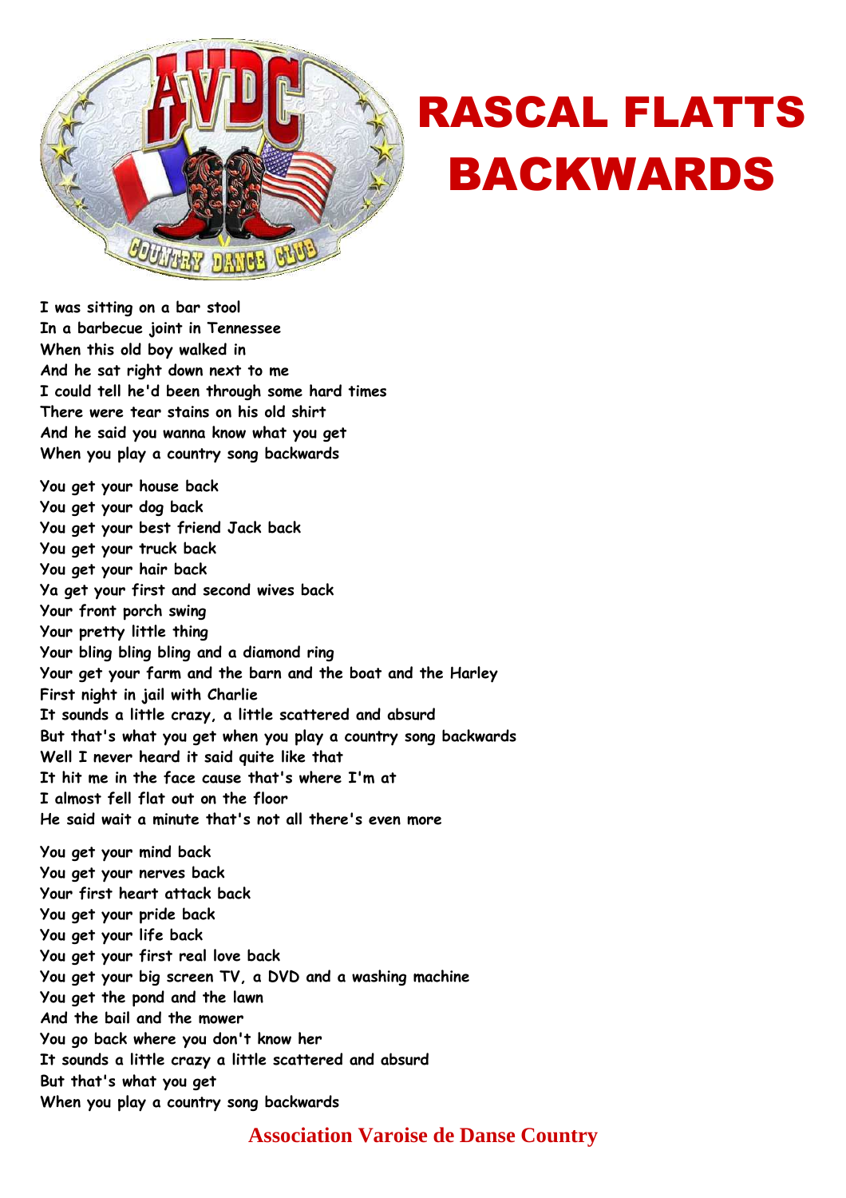# RASCAL FLATTS BACKWARDS

I was sitting on a bar stool
In a barbecue joint in Tennessee
When this old boy walked in
And he sat right down next to me
I could tell he'd been through some hard times
There were tear stains on his old shirt
And he said you wanna know what you get
When you play a country song backwards

You get your house back
You get your dog back
You get your best friend Jack back
You get your truck back
You get your hair back
Ya get your first and second wives back
Your front porch swing
Your pretty little thing
Your bling bling bling and a diamond ring
Your get your farm and the barn and the boat and the Harley
First night in jail with Charlie
It sounds a little crazy, a little scattered and absurd
But that's what you get when you play a country song backwards
Well I never heard it said quite like that
It hit me in the face cause that's where I'm at
I almost fell flat out on the floor
He said wait a minute that's not all there's even more

You get your mind back
You get your nerves back
Your first heart attack back
You get your pride back
You get your life back
You get your first real love back
You get your big screen TV, a DVD and a washing machine
You get the pond and the lawn
And the bail and the mower
You go back where you don't know her
It sounds a little crazy a little scattered and absurd
But that's what you get
When you play a country song backwards

**Association Varoise de Danse Country**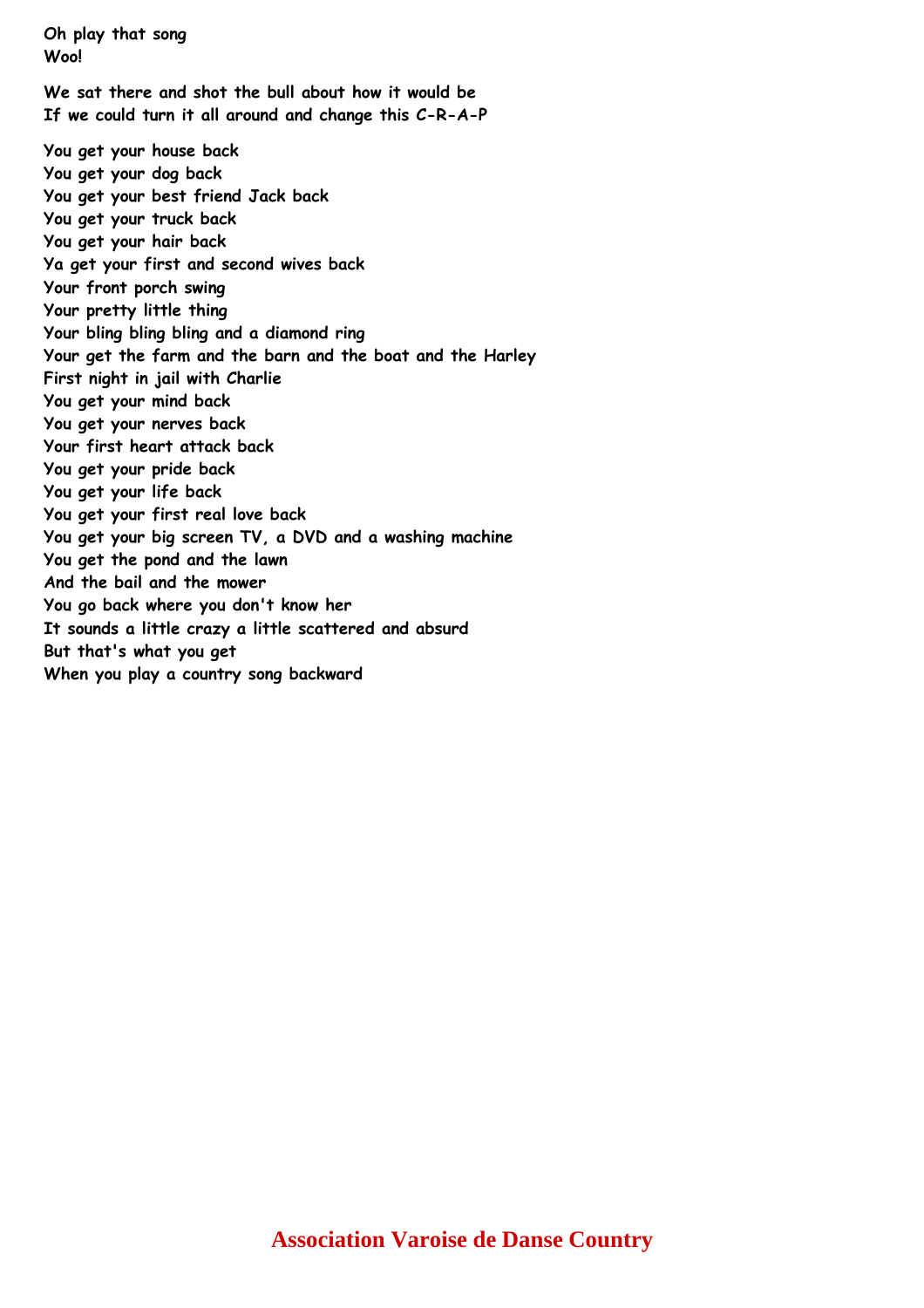**Oh play that song**
**Woo!**

**We sat there and shot the bull about how it would be**
**If we could turn it all around and change this C-R-A-P**

**You get your house back**
**You get your dog back**
**You get your best friend Jack back**
**You get your truck back**
**You get your hair back**
**Ya get your first and second wives back**
**Your front porch swing**
**Your pretty little thing**
**Your bling bling bling and a diamond ring**
**Your get the farm and the barn and the boat and the Harley**
**First night in jail with Charlie**
**You get your mind back**
**You get your nerves back**
**Your first heart attack back**
**You get your pride back**
**You get your life back**
**You get your first real love back**
**You get your big screen TV, a DVD and a washing machine**
**You get the pond and the lawn**
**And the bail and the mower**
**You go back where you don't know her**
**It sounds a little crazy a little scattered and absurd**
**But that's what you get**
**When you play a country song backward**